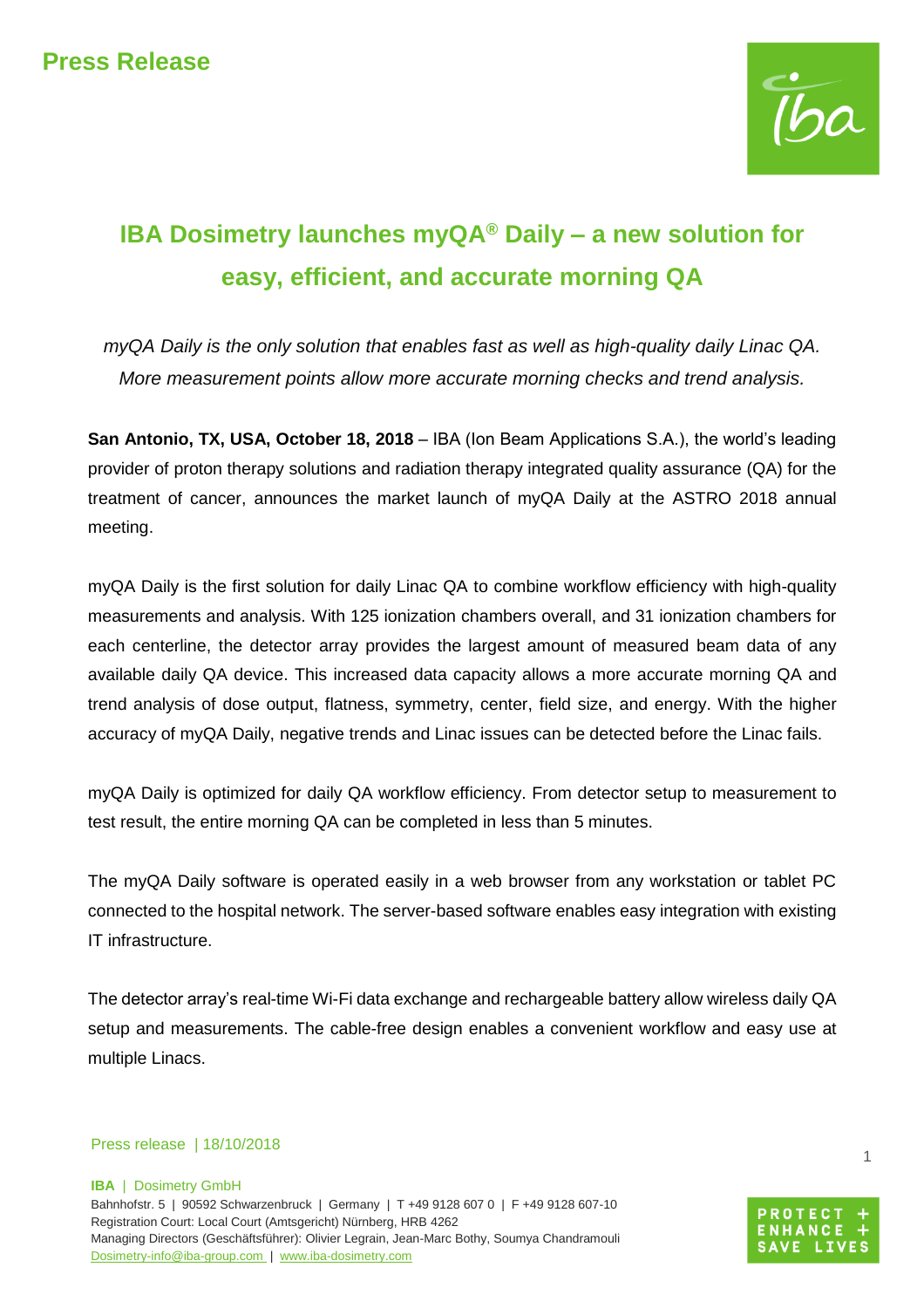Press Release

# IBA Dosimetry launches myQA® Daily – a new solution for easy, efficient, and accurate morning QA

*myQA Daily is the only solution that enables fast as well as high-quality daily Linac QA. More measurement points allow more accurate morning checks and trend analysis.*

**San Antonio, TX, USA, October 18, 2018** – IBA (Ion Beam Applications S.A.), the world's leading provider of proton therapy solutions and radiation therapy integrated quality assurance (QA) for the treatment of cancer, announces the market launch of myQA Daily at the ASTRO 2018 annual meeting.

myQA Daily is the first solution for daily Linac QA to combine workflow efficiency with high-quality measurements and analysis. With 125 ionization chambers overall, and 31 ionization chambers for each centerline, the detector array provides the largest amount of measured beam data of any available daily QA device. This increased data capacity allows a more accurate morning QA and trend analysis of dose output, flatness, symmetry, center, field size, and energy. With the higher accuracy of myQA Daily, negative trends and Linac issues can be detected before the Linac fails.

myQA Daily is optimized for daily QA workflow efficiency. From detector setup to measurement to test result, the entire morning QA can be completed in less than 5 minutes.

The myQA Daily software is operated easily in a web browser from any workstation or tablet PC connected to the hospital network. The server-based software enables easy integration with existing IT infrastructure.

The detector array's real-time Wi-Fi data exchange and rechargeable battery allow wireless daily QA setup and measurements. The cable-free design enables a convenient workflow and easy use at multiple Linacs.

Press release | 18/10/2018

**IBA** | Dosimetry GmbH
Bahnhofstr. 5 | 90592 Schwarzenbruck | Germany | T +49 9128 607 0 | F +49 9128 607-10
Registration Court: Local Court (Amtsgericht) Nürnberg, HRB 4262
Managing Directors (Geschäftsführer): Olivier Legrain, Jean-Marc Bothy, Soumya Chandramouli
Dosimetry-info@iba-group.com | www.iba-dosimetry.com

PROTECT + ENHANCE + SAVE LIVES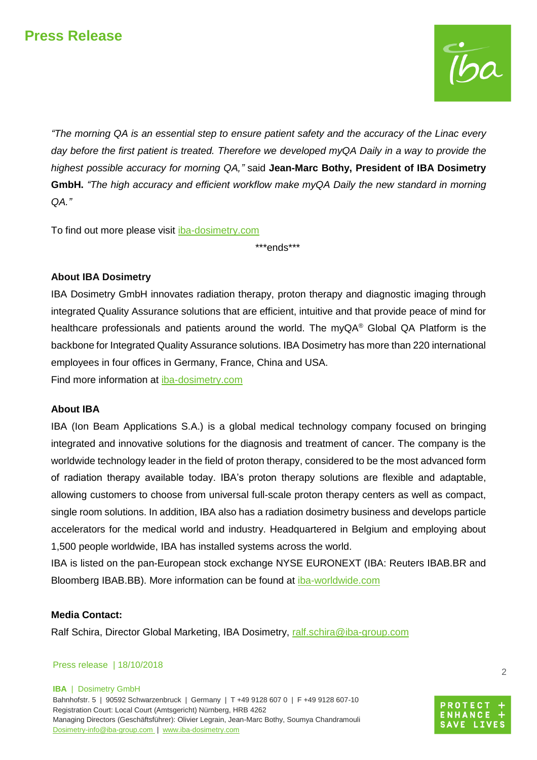*"The morning QA is an essential step to ensure patient safety and the accuracy of the Linac every day before the first patient is treated. Therefore we developed myQA Daily in a way to provide the highest possible accuracy for morning QA,"* said **Jean-Marc Bothy, President of IBA Dosimetry GmbH.** *"The high accuracy and efficient workflow make myQA Daily the new standard in morning QA."*

To find out more please visit iba-dosimetry.com

***ends***

### About IBA Dosimetry

IBA Dosimetry GmbH innovates radiation therapy, proton therapy and diagnostic imaging through integrated Quality Assurance solutions that are efficient, intuitive and that provide peace of mind for healthcare professionals and patients around the world. The myQA® Global QA Platform is the backbone for Integrated Quality Assurance solutions. IBA Dosimetry has more than 220 international employees in four offices in Germany, France, China and USA.
Find more information at iba-dosimetry.com

### About IBA

IBA (Ion Beam Applications S.A.) is a global medical technology company focused on bringing integrated and innovative solutions for the diagnosis and treatment of cancer. The company is the worldwide technology leader in the field of proton therapy, considered to be the most advanced form of radiation therapy available today. IBA's proton therapy solutions are flexible and adaptable, allowing customers to choose from universal full-scale proton therapy centers as well as compact, single room solutions. In addition, IBA also has a radiation dosimetry business and develops particle accelerators for the medical world and industry. Headquartered in Belgium and employing about 1,500 people worldwide, IBA has installed systems across the world.
IBA is listed on the pan-European stock exchange NYSE EURONEXT (IBA: Reuters IBAB.BR and Bloomberg IBAB.BB). More information can be found at iba-worldwide.com

**Media Contact:**

Ralf Schira, Director Global Marketing, IBA Dosimetry, ralf.schira@iba-group.com

Press release | 18/10/2018

**IBA** | Dosimetry GmbH
Bahnhofstr. 5 | 90592 Schwarzenbruck | Germany | T +49 9128 607 0 | F +49 9128 607-10
Registration Court: Local Court (Amtsgericht) Nürnberg, HRB 4262
Managing Directors (Geschäftsführer): Olivier Legrain, Jean-Marc Bothy, Soumya Chandramouli
Dosimetry-info@iba-group.com | www.iba-dosimetry.com

PROTECT + ENHANCE + SAVE LIVES